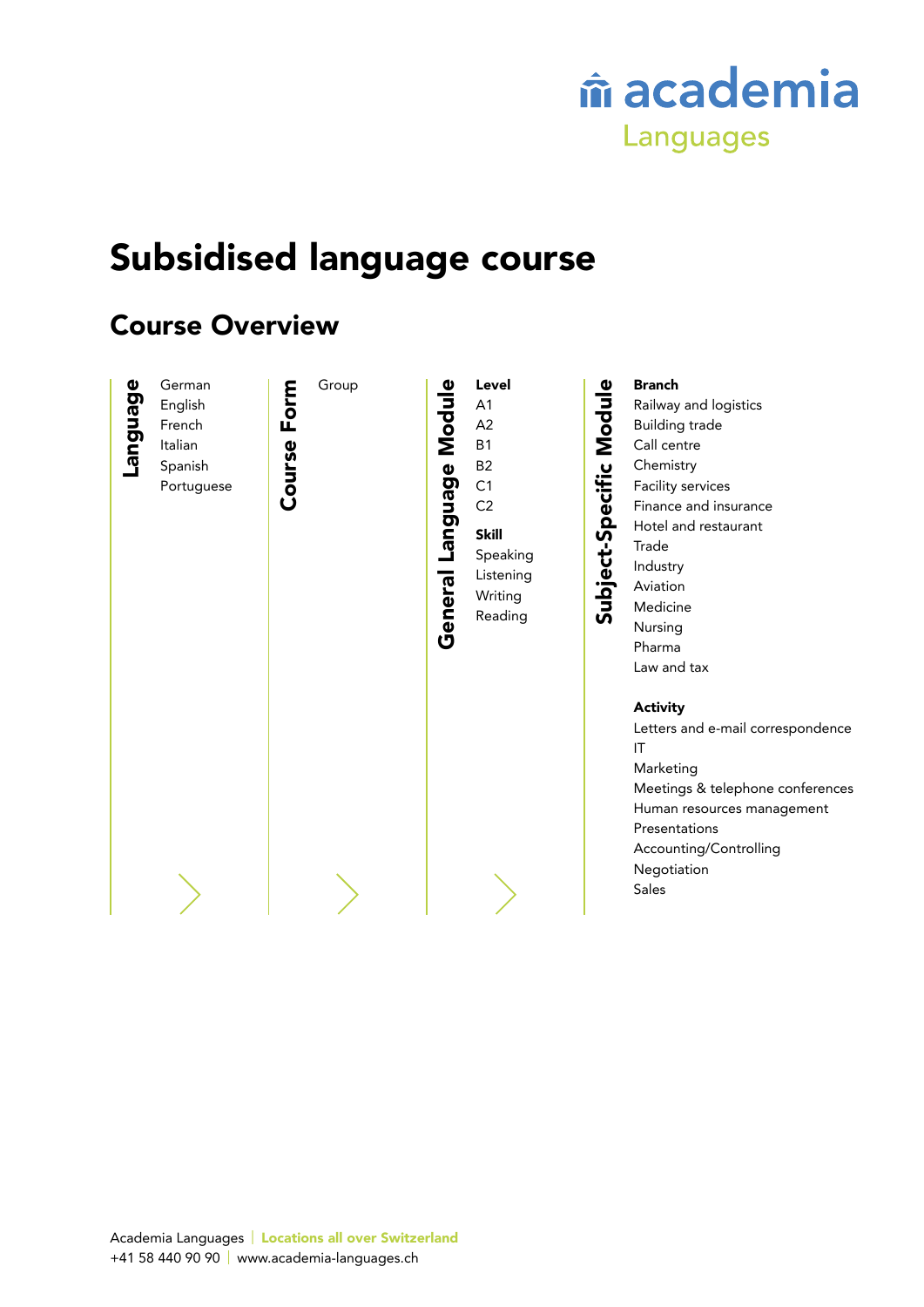academia Languages

# Subsidised language course

## Course Overview

### Language

- German
- English
- French
- Italian
- Spanish
- Portuguese

### Course Form

- Group

### General Language Module

**Level**

- A1
- A2
- B1
- B2
- C1
- C2

**Skill**

- Speaking
- Listening
- Writing
- Reading

### Subject-Specific Module

**Branch**

- Railway and logistics
- Building trade
- Call centre
- Chemistry
- Facility services
- Finance and insurance
- Hotel and restaurant
- Trade
- Industry
- Aviation
- Medicine
- Nursing
- Pharma
- Law and tax

**Activity**

- Letters and e-mail correspondence
- IT
- Marketing
- Meetings & telephone conferences
- Human resources management
- Presentations
- Accounting/Controlling
- Negotiation
- Sales

Academia Languages | **Locations all over Switzerland**
+41 58 440 90 90 | www.academia-languages.ch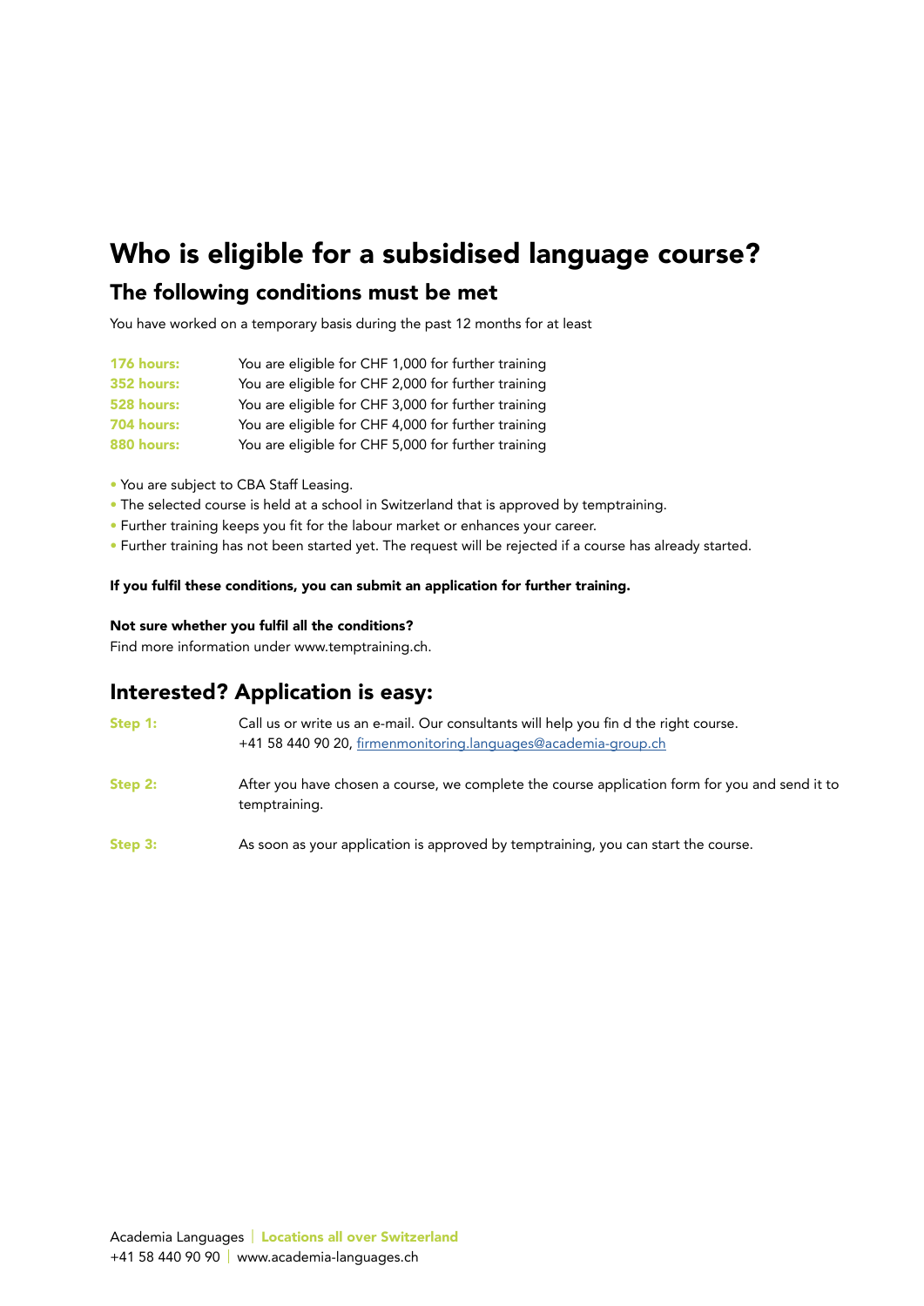# Who is eligible for a subsidised language course?

## The following conditions must be met

You have worked on a temporary basis during the past 12 months for at least

| | |
|---|---|
| **176 hours:** | You are eligible for CHF 1,000 for further training |
| **352 hours:** | You are eligible for CHF 2,000 for further training |
| **528 hours:** | You are eligible for CHF 3,000 for further training |
| **704 hours:** | You are eligible for CHF 4,000 for further training |
| **880 hours:** | You are eligible for CHF 5,000 for further training |

- You are subject to CBA Staff Leasing.
- The selected course is held at a school in Switzerland that is approved by temptraining.
- Further training keeps you fit for the labour market or enhances your career.
- Further training has not been started yet. The request will be rejected if a course has already started.

**If you fulfil these conditions, you can submit an application for further training.**

**Not sure whether you fulfil all the conditions?**
Find more information under www.temptraining.ch.

## Interested? Application is easy:

**Step 1:** Call us or write us an e-mail. Our consultants will help you fin d the right course.
+41 58 440 90 20, firmenmonitoring.languages@academia-group.ch

**Step 2:** After you have chosen a course, we complete the course application form for you and send it to temptraining.

**Step 3:** As soon as your application is approved by temptraining, you can start the course.

Academia Languages | **Locations all over Switzerland**
+41 58 440 90 90 | www.academia-languages.ch